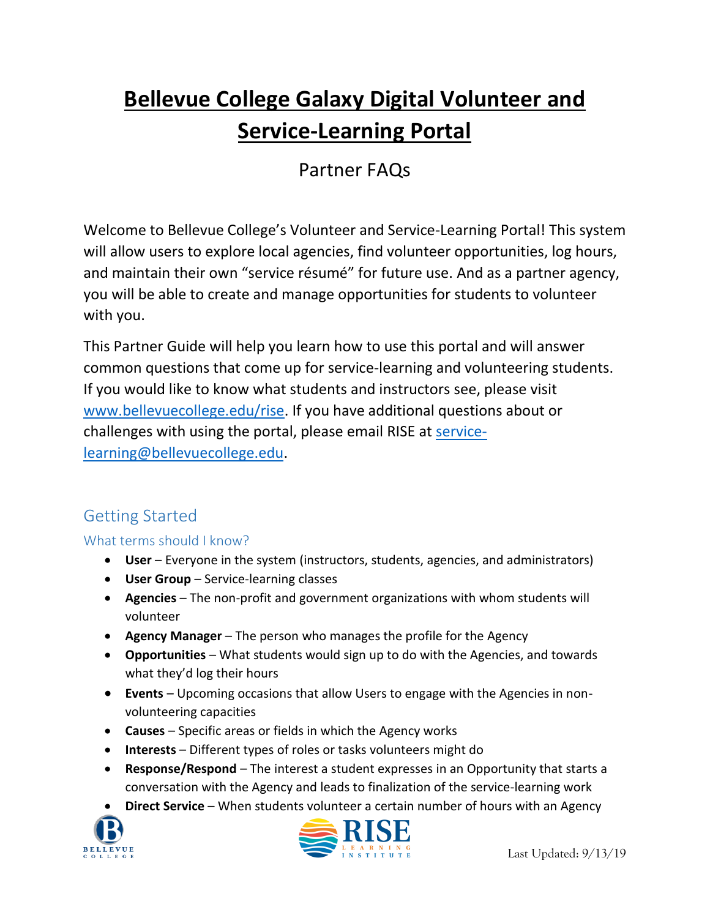# Bellevue College Galaxy Digital Volunteer and Service-Learning Portal

## Partner FAQs

Welcome to Bellevue College's Volunteer and Service-Learning Portal! This system will allow users to explore local agencies, find volunteer opportunities, log hours, and maintain their own "service résumé" for future use. And as a partner agency, you will be able to create and manage opportunities for students to volunteer with you.

This Partner Guide will help you learn how to use this portal and will answer common questions that come up for service-learning and volunteering students. If you would like to know what students and instructors see, please visit www.bellevuecollege.edu/rise. If you have additional questions about or challenges with using the portal, please email RISE at service-learning@bellevuecollege.edu.

## Getting Started

### What terms should I know?

- **User** – Everyone in the system (instructors, students, agencies, and administrators)
- **User Group** – Service-learning classes
- **Agencies** – The non-profit and government organizations with whom students will volunteer
- **Agency Manager** – The person who manages the profile for the Agency
- **Opportunities** – What students would sign up to do with the Agencies, and towards what they'd log their hours
- **Events** – Upcoming occasions that allow Users to engage with the Agencies in non-volunteering capacities
- **Causes** – Specific areas or fields in which the Agency works
- **Interests** – Different types of roles or tasks volunteers might do
- **Response/Respond** – The interest a student expresses in an Opportunity that starts a conversation with the Agency and leads to finalization of the service-learning work
- **Direct Service** – When students volunteer a certain number of hours with an Agency

Last Updated: 9/13/19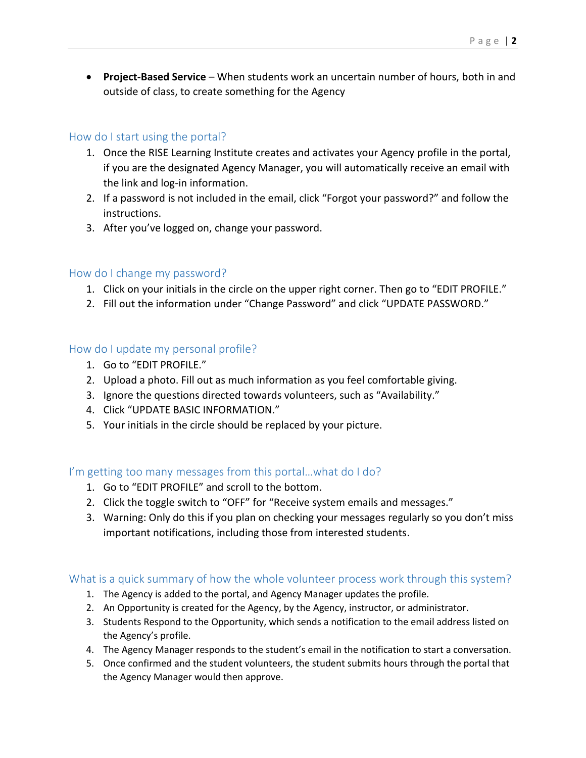- **Project-Based Service** – When students work an uncertain number of hours, both in and outside of class, to create something for the Agency

## How do I start using the portal?

1. Once the RISE Learning Institute creates and activates your Agency profile in the portal, if you are the designated Agency Manager, you will automatically receive an email with the link and log-in information.
2. If a password is not included in the email, click "Forgot your password?" and follow the instructions.
3. After you've logged on, change your password.

## How do I change my password?

1. Click on your initials in the circle on the upper right corner. Then go to "EDIT PROFILE."
2. Fill out the information under "Change Password" and click "UPDATE PASSWORD."

## How do I update my personal profile?

1. Go to "EDIT PROFILE."
2. Upload a photo. Fill out as much information as you feel comfortable giving.
3. Ignore the questions directed towards volunteers, such as "Availability."
4. Click "UPDATE BASIC INFORMATION."
5. Your initials in the circle should be replaced by your picture.

## I'm getting too many messages from this portal…what do I do?

1. Go to "EDIT PROFILE" and scroll to the bottom.
2. Click the toggle switch to "OFF" for "Receive system emails and messages."
3. Warning: Only do this if you plan on checking your messages regularly so you don't miss important notifications, including those from interested students.

## What is a quick summary of how the whole volunteer process work through this system?

1. The Agency is added to the portal, and Agency Manager updates the profile.
2. An Opportunity is created for the Agency, by the Agency, instructor, or administrator.
3. Students Respond to the Opportunity, which sends a notification to the email address listed on the Agency's profile.
4. The Agency Manager responds to the student's email in the notification to start a conversation.
5. Once confirmed and the student volunteers, the student submits hours through the portal that the Agency Manager would then approve.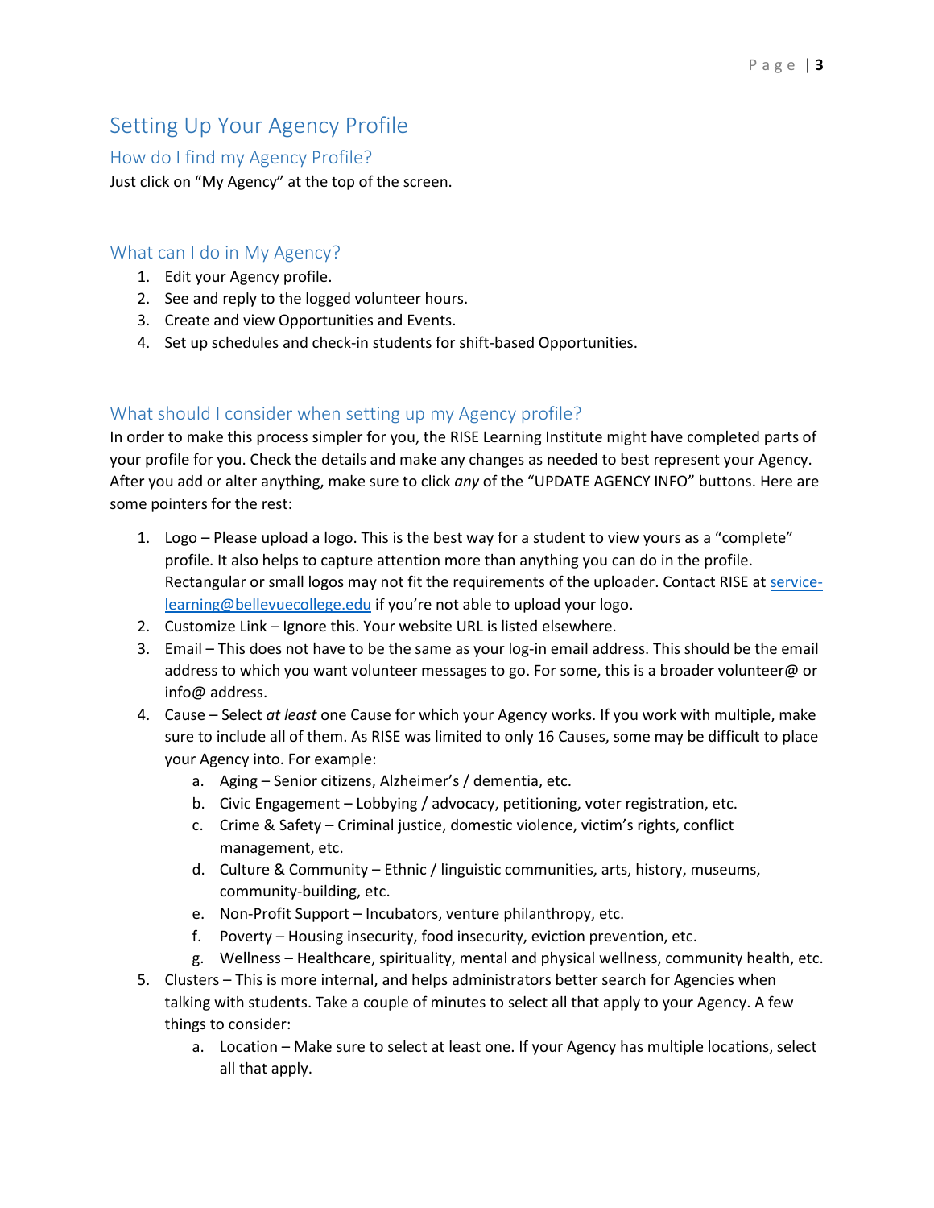# Setting Up Your Agency Profile

## How do I find my Agency Profile?

Just click on “My Agency” at the top of the screen.

## What can I do in My Agency?

1. Edit your Agency profile.
2. See and reply to the logged volunteer hours.
3. Create and view Opportunities and Events.
4. Set up schedules and check-in students for shift-based Opportunities.

## What should I consider when setting up my Agency profile?

In order to make this process simpler for you, the RISE Learning Institute might have completed parts of your profile for you. Check the details and make any changes as needed to best represent your Agency. After you add or alter anything, make sure to click *any* of the “UPDATE AGENCY INFO” buttons. Here are some pointers for the rest:

1. Logo – Please upload a logo. This is the best way for a student to view yours as a “complete” profile. It also helps to capture attention more than anything you can do in the profile. Rectangular or small logos may not fit the requirements of the uploader. Contact RISE at [service-learning@bellevuecollege.edu](mailto:service-learning@bellevuecollege.edu) if you’re not able to upload your logo.
2. Customize Link – Ignore this. Your website URL is listed elsewhere.
3. Email – This does not have to be the same as your log-in email address. This should be the email address to which you want volunteer messages to go. For some, this is a broader volunteer@ or info@ address.
4. Cause – Select *at least* one Cause for which your Agency works. If you work with multiple, make sure to include all of them. As RISE was limited to only 16 Causes, some may be difficult to place your Agency into. For example:
   a. Aging – Senior citizens, Alzheimer’s / dementia, etc.
   b. Civic Engagement – Lobbying / advocacy, petitioning, voter registration, etc.
   c. Crime & Safety – Criminal justice, domestic violence, victim’s rights, conflict management, etc.
   d. Culture & Community – Ethnic / linguistic communities, arts, history, museums, community-building, etc.
   e. Non-Profit Support – Incubators, venture philanthropy, etc.
   f. Poverty – Housing insecurity, food insecurity, eviction prevention, etc.
   g. Wellness – Healthcare, spirituality, mental and physical wellness, community health, etc.
5. Clusters – This is more internal, and helps administrators better search for Agencies when talking with students. Take a couple of minutes to select all that apply to your Agency. A few things to consider:
   a. Location – Make sure to select at least one. If your Agency has multiple locations, select all that apply.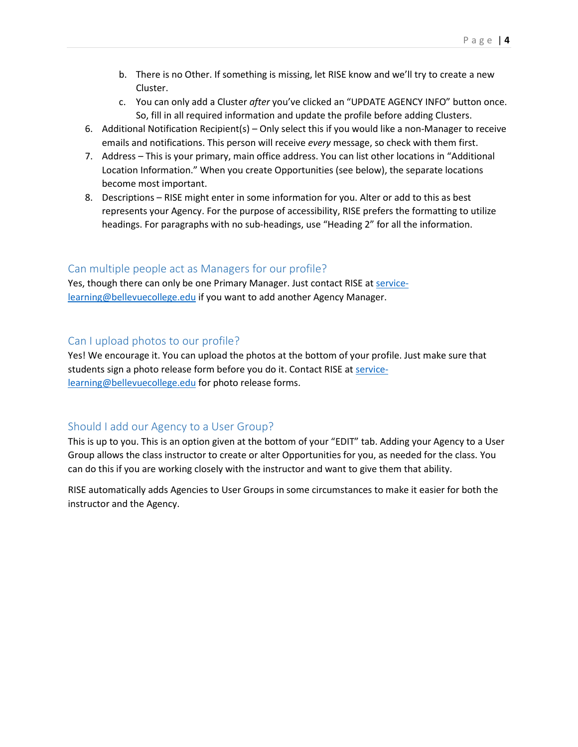b. There is no Other. If something is missing, let RISE know and we'll try to create a new Cluster.
   c. You can only add a Cluster *after* you've clicked an "UPDATE AGENCY INFO" button once. So, fill in all required information and update the profile before adding Clusters.
6. Additional Notification Recipient(s) – Only select this if you would like a non-Manager to receive emails and notifications. This person will receive *every* message, so check with them first.
7. Address – This is your primary, main office address. You can list other locations in "Additional Location Information." When you create Opportunities (see below), the separate locations become most important.
8. Descriptions – RISE might enter in some information for you. Alter or add to this as best represents your Agency. For the purpose of accessibility, RISE prefers the formatting to utilize headings. For paragraphs with no sub-headings, use "Heading 2" for all the information.

## Can multiple people act as Managers for our profile?

Yes, though there can only be one Primary Manager. Just contact RISE at [service-learning@bellevuecollege.edu](mailto:service-learning@bellevuecollege.edu) if you want to add another Agency Manager.

## Can I upload photos to our profile?

Yes! We encourage it. You can upload the photos at the bottom of your profile. Just make sure that students sign a photo release form before you do it. Contact RISE at [service-learning@bellevuecollege.edu](mailto:service-learning@bellevuecollege.edu) for photo release forms.

## Should I add our Agency to a User Group?

This is up to you. This is an option given at the bottom of your "EDIT" tab. Adding your Agency to a User Group allows the class instructor to create or alter Opportunities for you, as needed for the class. You can do this if you are working closely with the instructor and want to give them that ability.

RISE automatically adds Agencies to User Groups in some circumstances to make it easier for both the instructor and the Agency.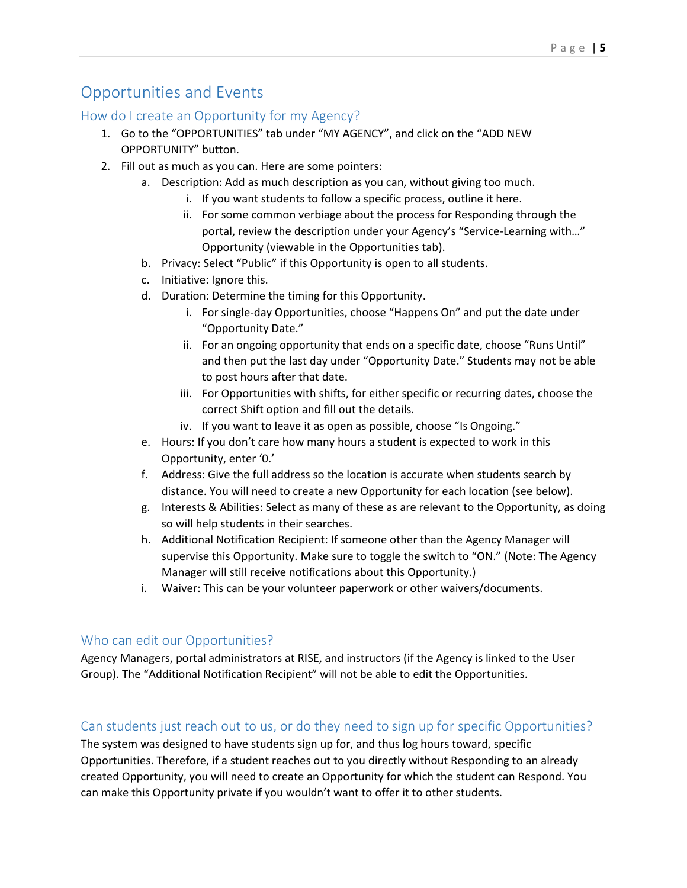# Opportunities and Events

## How do I create an Opportunity for my Agency?

1. Go to the "OPPORTUNITIES" tab under "MY AGENCY", and click on the "ADD NEW OPPORTUNITY" button.
2. Fill out as much as you can. Here are some pointers:
   a. Description: Add as much description as you can, without giving too much.
      i. If you want students to follow a specific process, outline it here.
      ii. For some common verbiage about the process for Responding through the portal, review the description under your Agency's "Service-Learning with…" Opportunity (viewable in the Opportunities tab).
   b. Privacy: Select "Public" if this Opportunity is open to all students.
   c. Initiative: Ignore this.
   d. Duration: Determine the timing for this Opportunity.
      i. For single-day Opportunities, choose "Happens On" and put the date under "Opportunity Date."
      ii. For an ongoing opportunity that ends on a specific date, choose "Runs Until" and then put the last day under "Opportunity Date." Students may not be able to post hours after that date.
      iii. For Opportunities with shifts, for either specific or recurring dates, choose the correct Shift option and fill out the details.
      iv. If you want to leave it as open as possible, choose "Is Ongoing."
   e. Hours: If you don't care how many hours a student is expected to work in this Opportunity, enter '0.'
   f. Address: Give the full address so the location is accurate when students search by distance. You will need to create a new Opportunity for each location (see below).
   g. Interests & Abilities: Select as many of these as are relevant to the Opportunity, as doing so will help students in their searches.
   h. Additional Notification Recipient: If someone other than the Agency Manager will supervise this Opportunity. Make sure to toggle the switch to "ON." (Note: The Agency Manager will still receive notifications about this Opportunity.)
   i. Waiver: This can be your volunteer paperwork or other waivers/documents.

## Who can edit our Opportunities?

Agency Managers, portal administrators at RISE, and instructors (if the Agency is linked to the User Group). The "Additional Notification Recipient" will not be able to edit the Opportunities.

## Can students just reach out to us, or do they need to sign up for specific Opportunities?

The system was designed to have students sign up for, and thus log hours toward, specific Opportunities. Therefore, if a student reaches out to you directly without Responding to an already created Opportunity, you will need to create an Opportunity for which the student can Respond. You can make this Opportunity private if you wouldn't want to offer it to other students.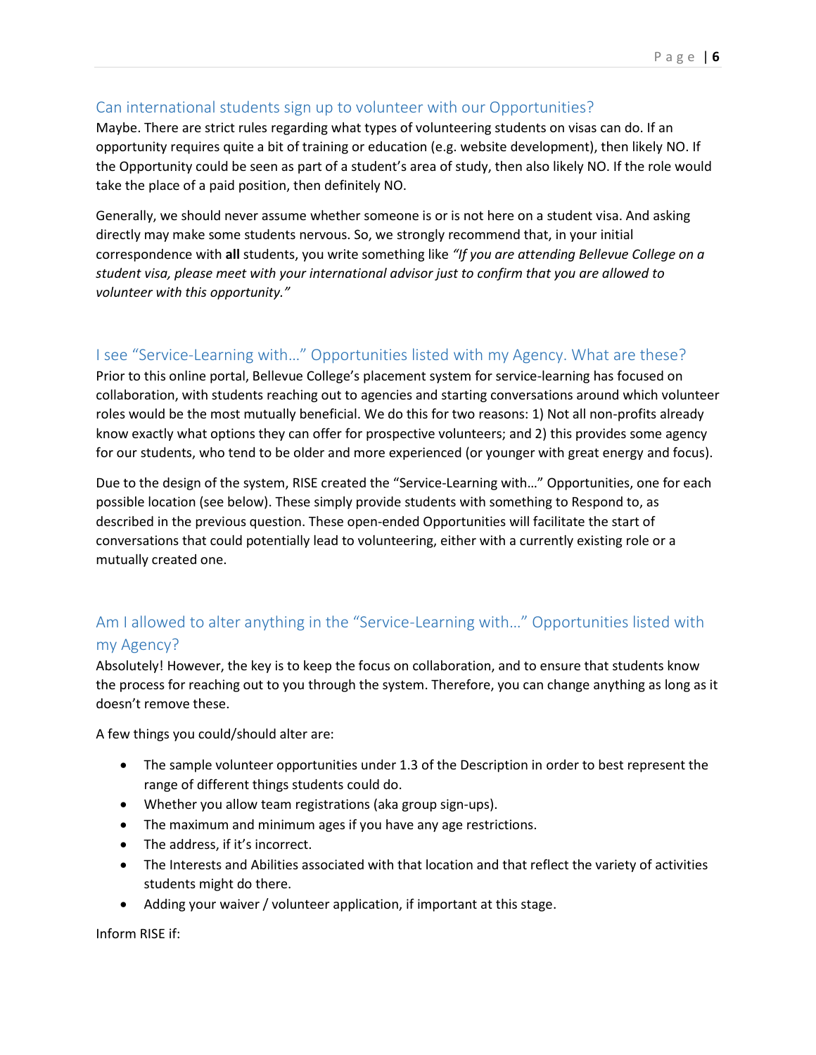## Can international students sign up to volunteer with our Opportunities?

Maybe. There are strict rules regarding what types of volunteering students on visas can do. If an opportunity requires quite a bit of training or education (e.g. website development), then likely NO. If the Opportunity could be seen as part of a student's area of study, then also likely NO. If the role would take the place of a paid position, then definitely NO.

Generally, we should never assume whether someone is or is not here on a student visa. And asking directly may make some students nervous. So, we strongly recommend that, in your initial correspondence with **all** students, you write something like *"If you are attending Bellevue College on a student visa, please meet with your international advisor just to confirm that you are allowed to volunteer with this opportunity."*

## I see "Service-Learning with…" Opportunities listed with my Agency. What are these?

Prior to this online portal, Bellevue College's placement system for service-learning has focused on collaboration, with students reaching out to agencies and starting conversations around which volunteer roles would be the most mutually beneficial. We do this for two reasons: 1) Not all non-profits already know exactly what options they can offer for prospective volunteers; and 2) this provides some agency for our students, who tend to be older and more experienced (or younger with great energy and focus).

Due to the design of the system, RISE created the "Service-Learning with…" Opportunities, one for each possible location (see below). These simply provide students with something to Respond to, as described in the previous question. These open-ended Opportunities will facilitate the start of conversations that could potentially lead to volunteering, either with a currently existing role or a mutually created one.

## Am I allowed to alter anything in the "Service-Learning with…" Opportunities listed with my Agency?

Absolutely! However, the key is to keep the focus on collaboration, and to ensure that students know the process for reaching out to you through the system. Therefore, you can change anything as long as it doesn't remove these.

A few things you could/should alter are:

- The sample volunteer opportunities under 1.3 of the Description in order to best represent the range of different things students could do.
- Whether you allow team registrations (aka group sign-ups).
- The maximum and minimum ages if you have any age restrictions.
- The address, if it's incorrect.
- The Interests and Abilities associated with that location and that reflect the variety of activities students might do there.
- Adding your waiver / volunteer application, if important at this stage.

Inform RISE if: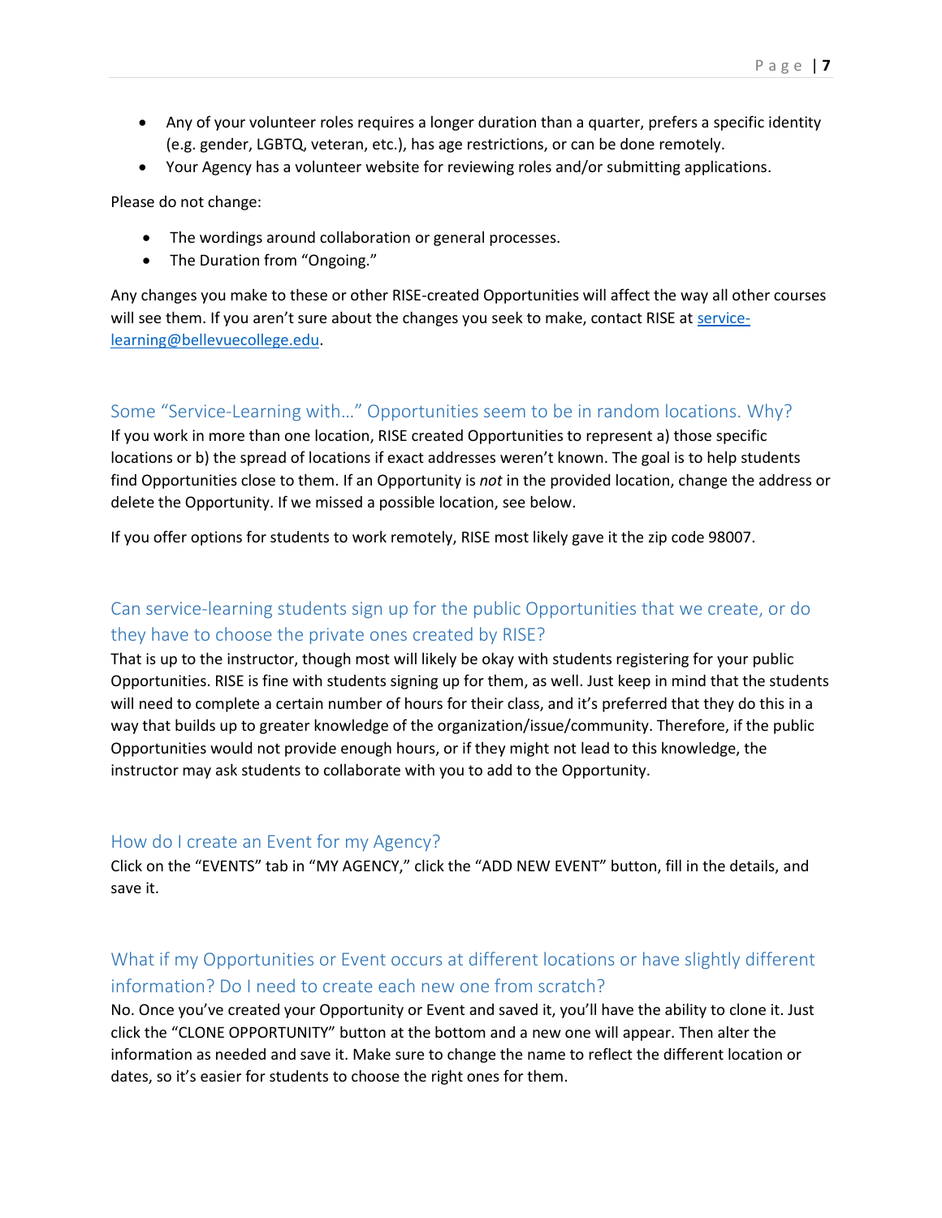- Any of your volunteer roles requires a longer duration than a quarter, prefers a specific identity (e.g. gender, LGBTQ, veteran, etc.), has age restrictions, or can be done remotely.
- Your Agency has a volunteer website for reviewing roles and/or submitting applications.

Please do not change:

- The wordings around collaboration or general processes.
- The Duration from "Ongoing."

Any changes you make to these or other RISE-created Opportunities will affect the way all other courses will see them. If you aren't sure about the changes you seek to make, contact RISE at service-learning@bellevuecollege.edu.

## Some "Service-Learning with…" Opportunities seem to be in random locations. Why?

If you work in more than one location, RISE created Opportunities to represent a) those specific locations or b) the spread of locations if exact addresses weren't known. The goal is to help students find Opportunities close to them. If an Opportunity is *not* in the provided location, change the address or delete the Opportunity. If we missed a possible location, see below.

If you offer options for students to work remotely, RISE most likely gave it the zip code 98007.

## Can service-learning students sign up for the public Opportunities that we create, or do they have to choose the private ones created by RISE?

That is up to the instructor, though most will likely be okay with students registering for your public Opportunities. RISE is fine with students signing up for them, as well. Just keep in mind that the students will need to complete a certain number of hours for their class, and it's preferred that they do this in a way that builds up to greater knowledge of the organization/issue/community. Therefore, if the public Opportunities would not provide enough hours, or if they might not lead to this knowledge, the instructor may ask students to collaborate with you to add to the Opportunity.

## How do I create an Event for my Agency?

Click on the "EVENTS" tab in "MY AGENCY," click the "ADD NEW EVENT" button, fill in the details, and save it.

## What if my Opportunities or Event occurs at different locations or have slightly different information? Do I need to create each new one from scratch?

No. Once you've created your Opportunity or Event and saved it, you'll have the ability to clone it. Just click the "CLONE OPPORTUNITY" button at the bottom and a new one will appear. Then alter the information as needed and save it. Make sure to change the name to reflect the different location or dates, so it's easier for students to choose the right ones for them.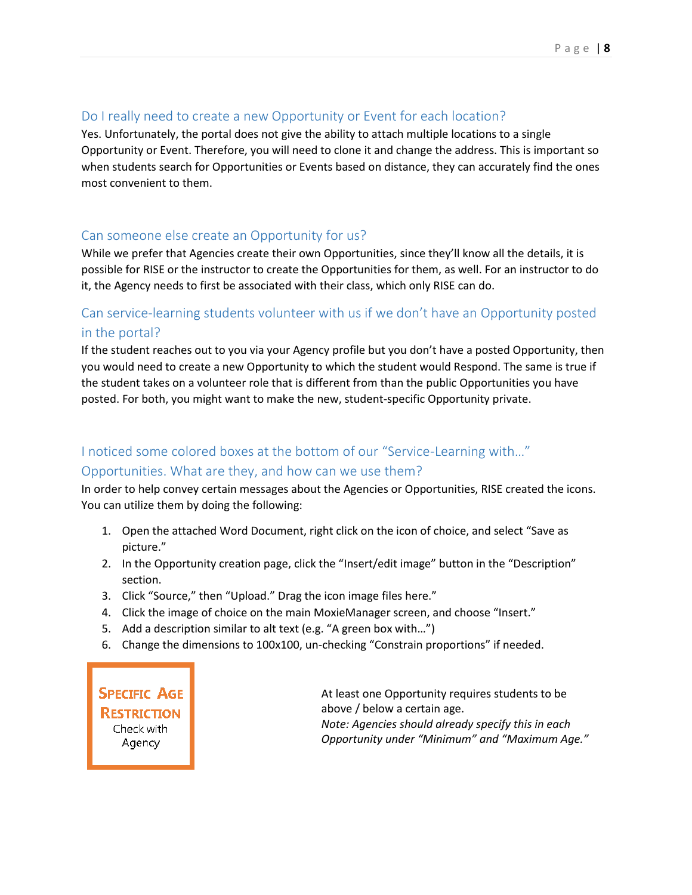### Do I really need to create a new Opportunity or Event for each location?

Yes. Unfortunately, the portal does not give the ability to attach multiple locations to a single Opportunity or Event. Therefore, you will need to clone it and change the address. This is important so when students search for Opportunities or Events based on distance, they can accurately find the ones most convenient to them.

### Can someone else create an Opportunity for us?

While we prefer that Agencies create their own Opportunities, since they'll know all the details, it is possible for RISE or the instructor to create the Opportunities for them, as well. For an instructor to do it, the Agency needs to first be associated with their class, which only RISE can do.

### Can service-learning students volunteer with us if we don't have an Opportunity posted in the portal?

If the student reaches out to you via your Agency profile but you don't have a posted Opportunity, then you would need to create a new Opportunity to which the student would Respond. The same is true if the student takes on a volunteer role that is different from than the public Opportunities you have posted. For both, you might want to make the new, student-specific Opportunity private.

### I noticed some colored boxes at the bottom of our "Service-Learning with…" Opportunities. What are they, and how can we use them?

In order to help convey certain messages about the Agencies or Opportunities, RISE created the icons. You can utilize them by doing the following:

1. Open the attached Word Document, right click on the icon of choice, and select "Save as picture."
2. In the Opportunity creation page, click the "Insert/edit image" button in the "Description" section.
3. Click "Source," then "Upload." Drag the icon image files here."
4. Click the image of choice on the main MoxieManager screen, and choose "Insert."
5. Add a description similar to alt text (e.g. "A green box with…")
6. Change the dimensions to 100x100, un-checking "Constrain proportions" if needed.

| | |
|---|---|
| **SPECIFIC AGE RESTRICTION** Check with Agency | At least one Opportunity requires students to be above / below a certain age. *Note: Agencies should already specify this in each Opportunity under "Minimum" and "Maximum Age."* |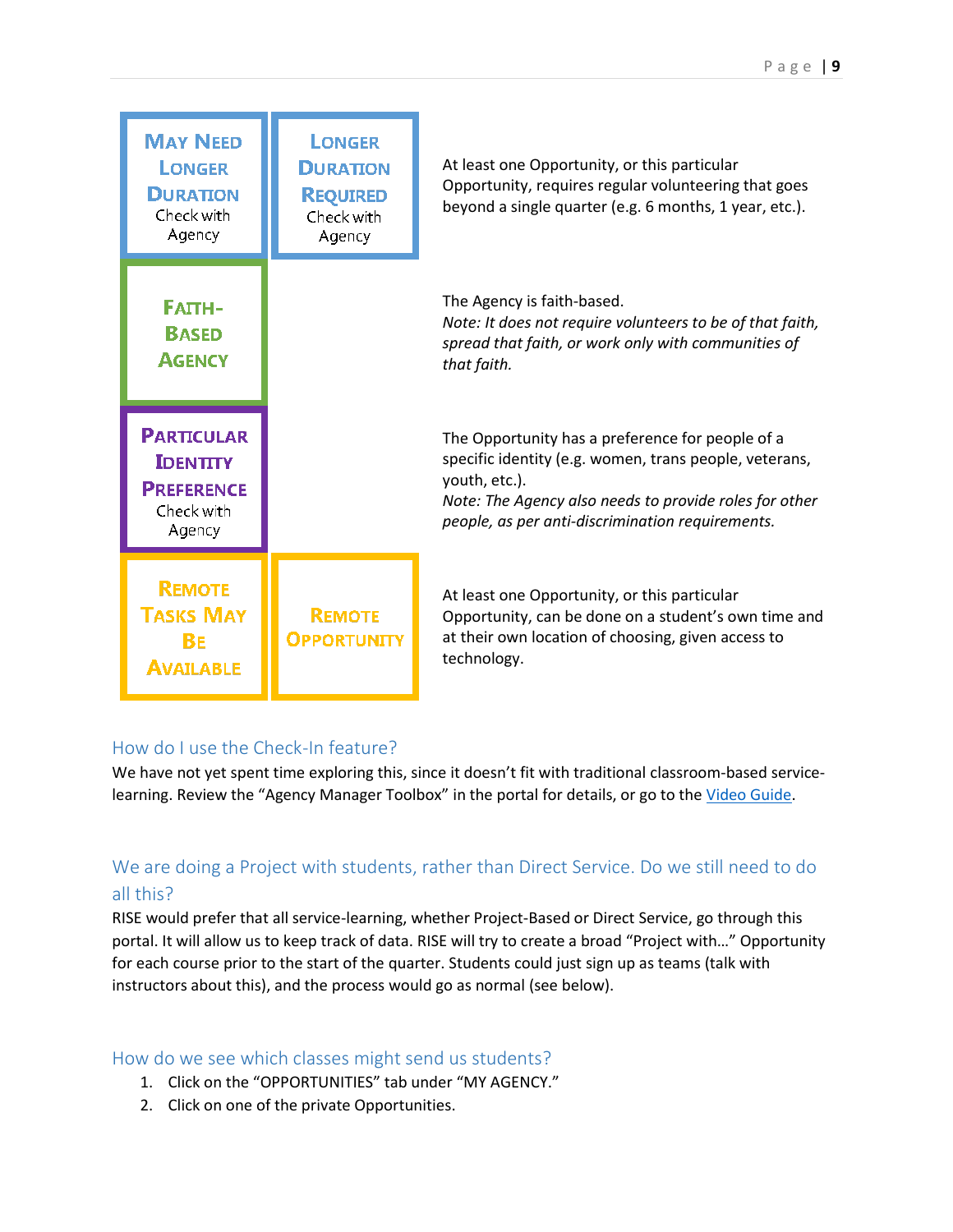| | | |
|---|---|---|
| **May Need Longer Duration** Check with Agency | **Longer Duration Required** Check with Agency | At least one Opportunity, or this particular Opportunity, requires regular volunteering that goes beyond a single quarter (e.g. 6 months, 1 year, etc.). |
| **Faith-Based Agency** | | The Agency is faith-based.<br>*Note: It does not require volunteers to be of that faith, spread that faith, or work only with communities of that faith.* |
| **Particular Identity Preference** Check with Agency | | The Opportunity has a preference for people of a specific identity (e.g. women, trans people, veterans, youth, etc.).<br>*Note: The Agency also needs to provide roles for other people, as per anti-discrimination requirements.* |
| **Remote Tasks May Be Available** | **Remote Opportunity** | At least one Opportunity, or this particular Opportunity, can be done on a student's own time and at their own location of choosing, given access to technology. |

## How do I use the Check-In feature?

We have not yet spent time exploring this, since it doesn't fit with traditional classroom-based service-learning. Review the "Agency Manager Toolbox" in the portal for details, or go to the Video Guide.

## We are doing a Project with students, rather than Direct Service. Do we still need to do all this?

RISE would prefer that all service-learning, whether Project-Based or Direct Service, go through this portal. It will allow us to keep track of data. RISE will try to create a broad "Project with…" Opportunity for each course prior to the start of the quarter. Students could just sign up as teams (talk with instructors about this), and the process would go as normal (see below).

## How do we see which classes might send us students?

1. Click on the "OPPORTUNITIES" tab under "MY AGENCY."
2. Click on one of the private Opportunities.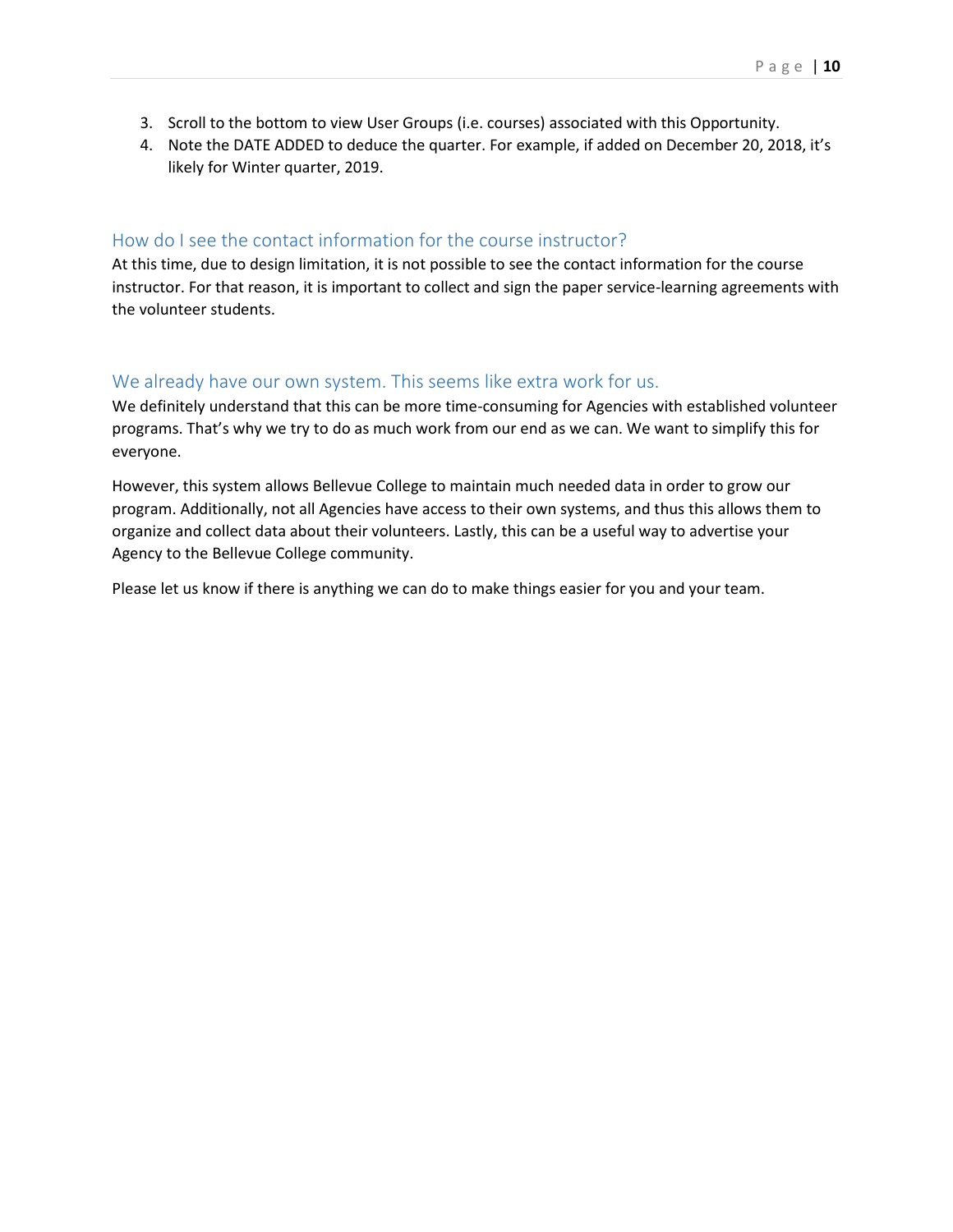3. Scroll to the bottom to view User Groups (i.e. courses) associated with this Opportunity.
4. Note the DATE ADDED to deduce the quarter. For example, if added on December 20, 2018, it's likely for Winter quarter, 2019.

## How do I see the contact information for the course instructor?

At this time, due to design limitation, it is not possible to see the contact information for the course instructor. For that reason, it is important to collect and sign the paper service-learning agreements with the volunteer students.

## We already have our own system. This seems like extra work for us.

We definitely understand that this can be more time-consuming for Agencies with established volunteer programs. That's why we try to do as much work from our end as we can. We want to simplify this for everyone.

However, this system allows Bellevue College to maintain much needed data in order to grow our program. Additionally, not all Agencies have access to their own systems, and thus this allows them to organize and collect data about their volunteers. Lastly, this can be a useful way to advertise your Agency to the Bellevue College community.

Please let us know if there is anything we can do to make things easier for you and your team.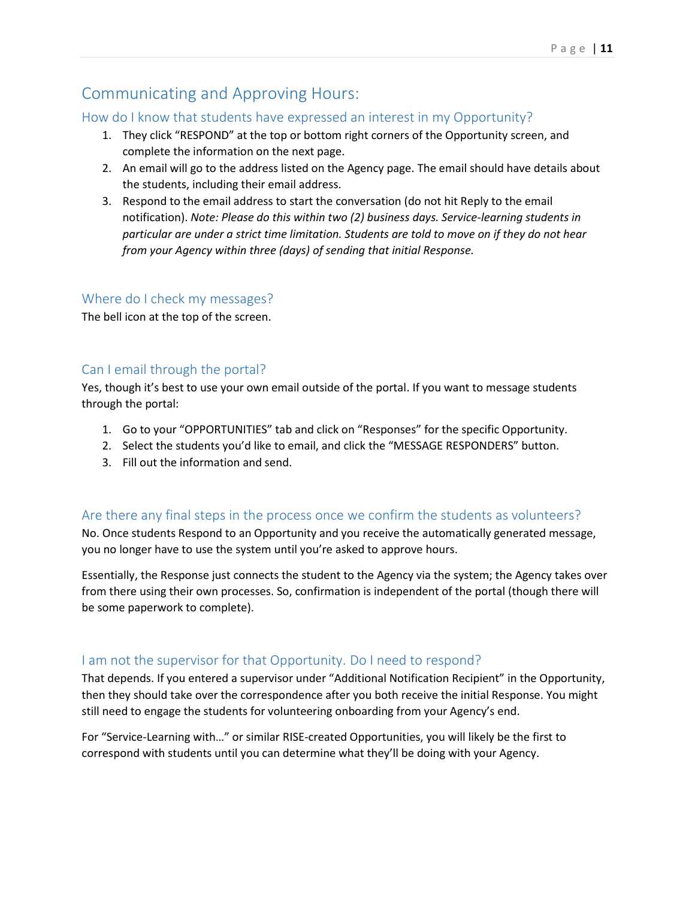## Communicating and Approving Hours:

### How do I know that students have expressed an interest in my Opportunity?

1. They click "RESPOND" at the top or bottom right corners of the Opportunity screen, and complete the information on the next page.
2. An email will go to the address listed on the Agency page. The email should have details about the students, including their email address.
3. Respond to the email address to start the conversation (do not hit Reply to the email notification). *Note: Please do this within two (2) business days. Service-learning students in particular are under a strict time limitation. Students are told to move on if they do not hear from your Agency within three (days) of sending that initial Response.*

### Where do I check my messages?

The bell icon at the top of the screen.

### Can I email through the portal?

Yes, though it's best to use your own email outside of the portal. If you want to message students through the portal:

1. Go to your "OPPORTUNITIES" tab and click on "Responses" for the specific Opportunity.
2. Select the students you'd like to email, and click the "MESSAGE RESPONDERS" button.
3. Fill out the information and send.

### Are there any final steps in the process once we confirm the students as volunteers?

No. Once students Respond to an Opportunity and you receive the automatically generated message, you no longer have to use the system until you're asked to approve hours.

Essentially, the Response just connects the student to the Agency via the system; the Agency takes over from there using their own processes. So, confirmation is independent of the portal (though there will be some paperwork to complete).

### I am not the supervisor for that Opportunity. Do I need to respond?

That depends. If you entered a supervisor under "Additional Notification Recipient" in the Opportunity, then they should take over the correspondence after you both receive the initial Response. You might still need to engage the students for volunteering onboarding from your Agency's end.

For "Service-Learning with…" or similar RISE-created Opportunities, you will likely be the first to correspond with students until you can determine what they'll be doing with your Agency.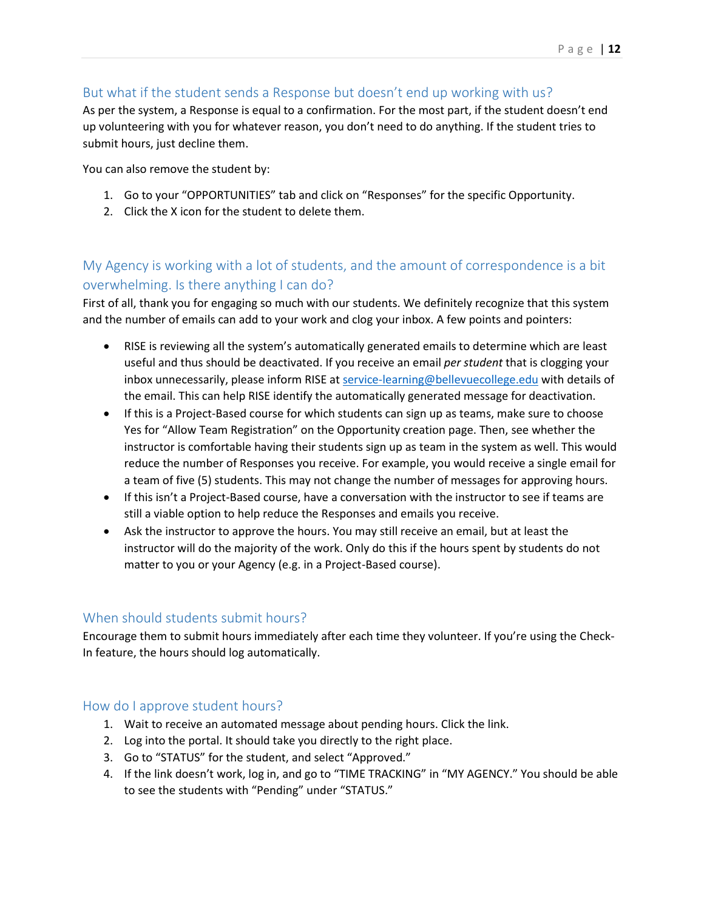## But what if the student sends a Response but doesn't end up working with us?

As per the system, a Response is equal to a confirmation. For the most part, if the student doesn't end up volunteering with you for whatever reason, you don't need to do anything. If the student tries to submit hours, just decline them.

You can also remove the student by:

1. Go to your "OPPORTUNITIES" tab and click on "Responses" for the specific Opportunity.
2. Click the X icon for the student to delete them.

## My Agency is working with a lot of students, and the amount of correspondence is a bit overwhelming. Is there anything I can do?

First of all, thank you for engaging so much with our students. We definitely recognize that this system and the number of emails can add to your work and clog your inbox. A few points and pointers:

- RISE is reviewing all the system's automatically generated emails to determine which are least useful and thus should be deactivated. If you receive an email *per student* that is clogging your inbox unnecessarily, please inform RISE at [service-learning@bellevuecollege.edu](mailto:service-learning@bellevuecollege.edu) with details of the email. This can help RISE identify the automatically generated message for deactivation.
- If this is a Project-Based course for which students can sign up as teams, make sure to choose Yes for "Allow Team Registration" on the Opportunity creation page. Then, see whether the instructor is comfortable having their students sign up as team in the system as well. This would reduce the number of Responses you receive. For example, you would receive a single email for a team of five (5) students. This may not change the number of messages for approving hours.
- If this isn't a Project-Based course, have a conversation with the instructor to see if teams are still a viable option to help reduce the Responses and emails you receive.
- Ask the instructor to approve the hours. You may still receive an email, but at least the instructor will do the majority of the work. Only do this if the hours spent by students do not matter to you or your Agency (e.g. in a Project-Based course).

## When should students submit hours?

Encourage them to submit hours immediately after each time they volunteer. If you're using the Check-In feature, the hours should log automatically.

## How do I approve student hours?

1. Wait to receive an automated message about pending hours. Click the link.
2. Log into the portal. It should take you directly to the right place.
3. Go to "STATUS" for the student, and select "Approved."
4. If the link doesn't work, log in, and go to "TIME TRACKING" in "MY AGENCY." You should be able to see the students with "Pending" under "STATUS."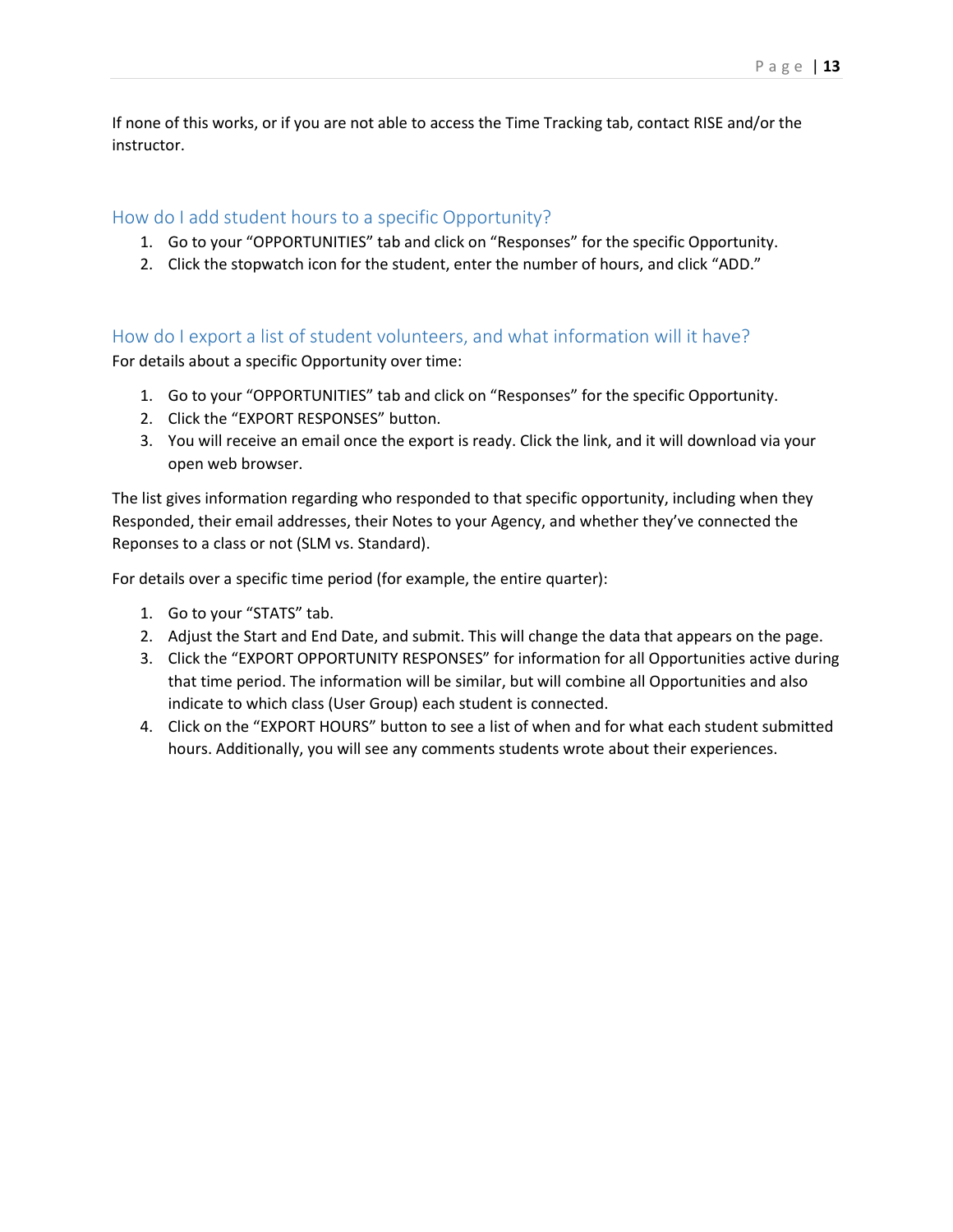If none of this works, or if you are not able to access the Time Tracking tab, contact RISE and/or the instructor.

## How do I add student hours to a specific Opportunity?

1. Go to your "OPPORTUNITIES" tab and click on "Responses" for the specific Opportunity.
2. Click the stopwatch icon for the student, enter the number of hours, and click "ADD."

## How do I export a list of student volunteers, and what information will it have?

For details about a specific Opportunity over time:

1. Go to your "OPPORTUNITIES" tab and click on "Responses" for the specific Opportunity.
2. Click the "EXPORT RESPONSES" button.
3. You will receive an email once the export is ready. Click the link, and it will download via your open web browser.

The list gives information regarding who responded to that specific opportunity, including when they Responded, their email addresses, their Notes to your Agency, and whether they've connected the Reponses to a class or not (SLM vs. Standard).

For details over a specific time period (for example, the entire quarter):

1. Go to your "STATS" tab.
2. Adjust the Start and End Date, and submit. This will change the data that appears on the page.
3. Click the "EXPORT OPPORTUNITY RESPONSES" for information for all Opportunities active during that time period. The information will be similar, but will combine all Opportunities and also indicate to which class (User Group) each student is connected.
4. Click on the "EXPORT HOURS" button to see a list of when and for what each student submitted hours. Additionally, you will see any comments students wrote about their experiences.